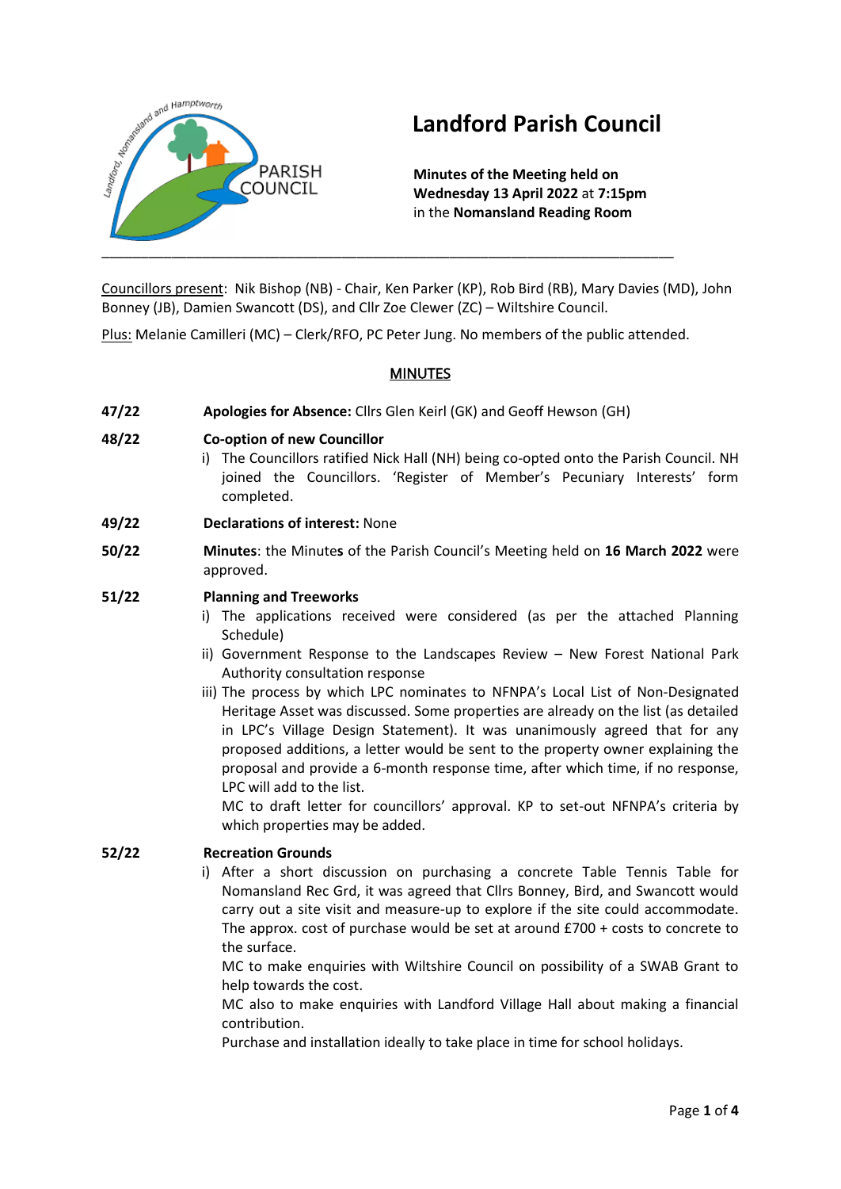# Landford Parish Council

**Minutes of the Meeting held on Wednesday 13 April 2022** at **7:15pm** in the **Nomansland Reading Room**

---

Councillors present: Nik Bishop (NB) - Chair, Ken Parker (KP), Rob Bird (RB), Mary Davies (MD), John Bonney (JB), Damien Swancott (DS), and Cllr Zoe Clewer (ZC) – Wiltshire Council.

Plus: Melanie Camilleri (MC) – Clerk/RFO, PC Peter Jung. No members of the public attended.

## MINUTES

**47/22** **Apologies for Absence:** Cllrs Glen Keirl (GK) and Geoff Hewson (GH)

**48/22** **Co-option of new Councillor**

i) The Councillors ratified Nick Hall (NH) being co-opted onto the Parish Council. NH joined the Councillors. 'Register of Member's Pecuniary Interests' form completed.

**49/22** **Declarations of interest:** None

**50/22** **Minutes**: the Minute**s** of the Parish Council's Meeting held on **16 March 2022** were approved.

**51/22** **Planning and Treeworks**

i) The applications received were considered (as per the attached Planning Schedule)

ii) Government Response to the Landscapes Review – New Forest National Park Authority consultation response

iii) The process by which LPC nominates to NFNPA's Local List of Non-Designated Heritage Asset was discussed. Some properties are already on the list (as detailed in LPC's Village Design Statement). It was unanimously agreed that for any proposed additions, a letter would be sent to the property owner explaining the proposal and provide a 6-month response time, after which time, if no response, LPC will add to the list.

MC to draft letter for councillors' approval. KP to set-out NFNPA's criteria by which properties may be added.

**52/22** **Recreation Grounds**

i) After a short discussion on purchasing a concrete Table Tennis Table for Nomansland Rec Grd, it was agreed that Cllrs Bonney, Bird, and Swancott would carry out a site visit and measure-up to explore if the site could accommodate. The approx. cost of purchase would be set at around £700 + costs to concrete to the surface.

MC to make enquiries with Wiltshire Council on possibility of a SWAB Grant to help towards the cost.

MC also to make enquiries with Landford Village Hall about making a financial contribution.

Purchase and installation ideally to take place in time for school holidays.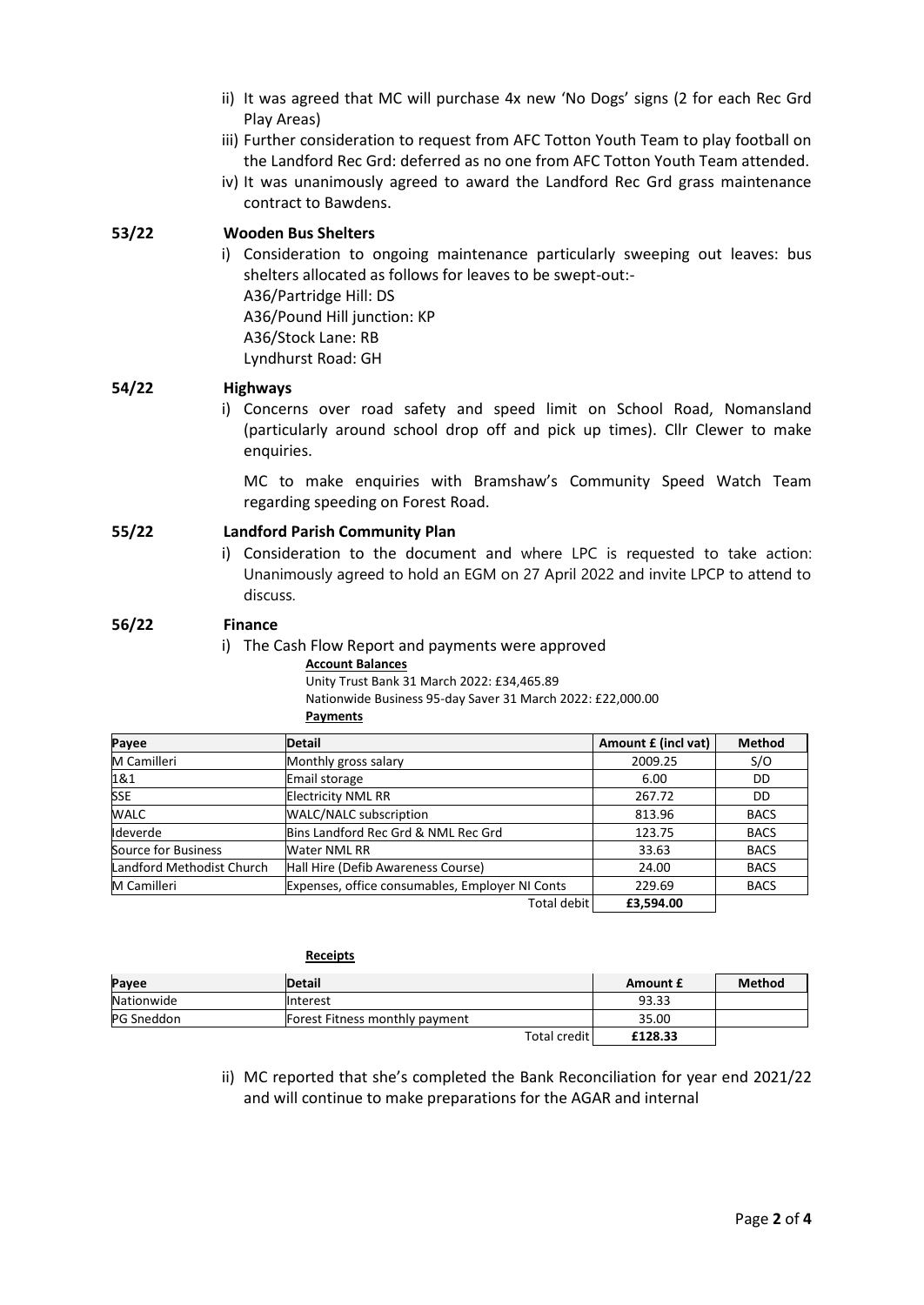ii) It was agreed that MC will purchase 4x new 'No Dogs' signs (2 for each Rec Grd Play Areas)

iii) Further consideration to request from AFC Totton Youth Team to play football on the Landford Rec Grd: deferred as no one from AFC Totton Youth Team attended.

iv) It was unanimously agreed to award the Landford Rec Grd grass maintenance contract to Bawdens.

**53/22 Wooden Bus Shelters**

i) Consideration to ongoing maintenance particularly sweeping out leaves: bus shelters allocated as follows for leaves to be swept-out:-
A36/Partridge Hill: DS
A36/Pound Hill junction: KP
A36/Stock Lane: RB
Lyndhurst Road: GH

**54/22 Highways**

i) Concerns over road safety and speed limit on School Road, Nomansland (particularly around school drop off and pick up times). Cllr Clewer to make enquiries.

MC to make enquiries with Bramshaw's Community Speed Watch Team regarding speeding on Forest Road.

**55/22 Landford Parish Community Plan**

i) Consideration to the document and where LPC is requested to take action: Unanimously agreed to hold an EGM on 27 April 2022 and invite LPCP to attend to discuss.

**56/22 Finance**

i) The Cash Flow Report and payments were approved

**Account Balances**

Unity Trust Bank 31 March 2022: £34,465.89
Nationwide Business 95-day Saver 31 March 2022: £22,000.00

**Payments**

| Payee | Detail | Amount £ (incl vat) | Method |
|---|---|---|---|
| M Camilleri | Monthly gross salary | 2009.25 | S/O |
| 1&1 | Email storage | 6.00 | DD |
| SSE | Electricity NML RR | 267.72 | DD |
| WALC | WALC/NALC subscription | 813.96 | BACS |
| Ideverde | Bins Landford Rec Grd & NML Rec Grd | 123.75 | BACS |
| Source for Business | Water NML RR | 33.63 | BACS |
| Landford Methodist Church | Hall Hire (Defib Awareness Course) | 24.00 | BACS |
| M Camilleri | Expenses, office consumables, Employer NI Conts | 229.69 | BACS |
| | Total debit | **£3,594.00** | |

**Receipts**

| Payee | Detail | Amount £ | Method |
|---|---|---|---|
| Nationwide | Interest | 93.33 | |
| PG Sneddon | Forest Fitness monthly payment | 35.00 | |
| | Total credit | **£128.33** | |

ii) MC reported that she's completed the Bank Reconciliation for year end 2021/22 and will continue to make preparations for the AGAR and internal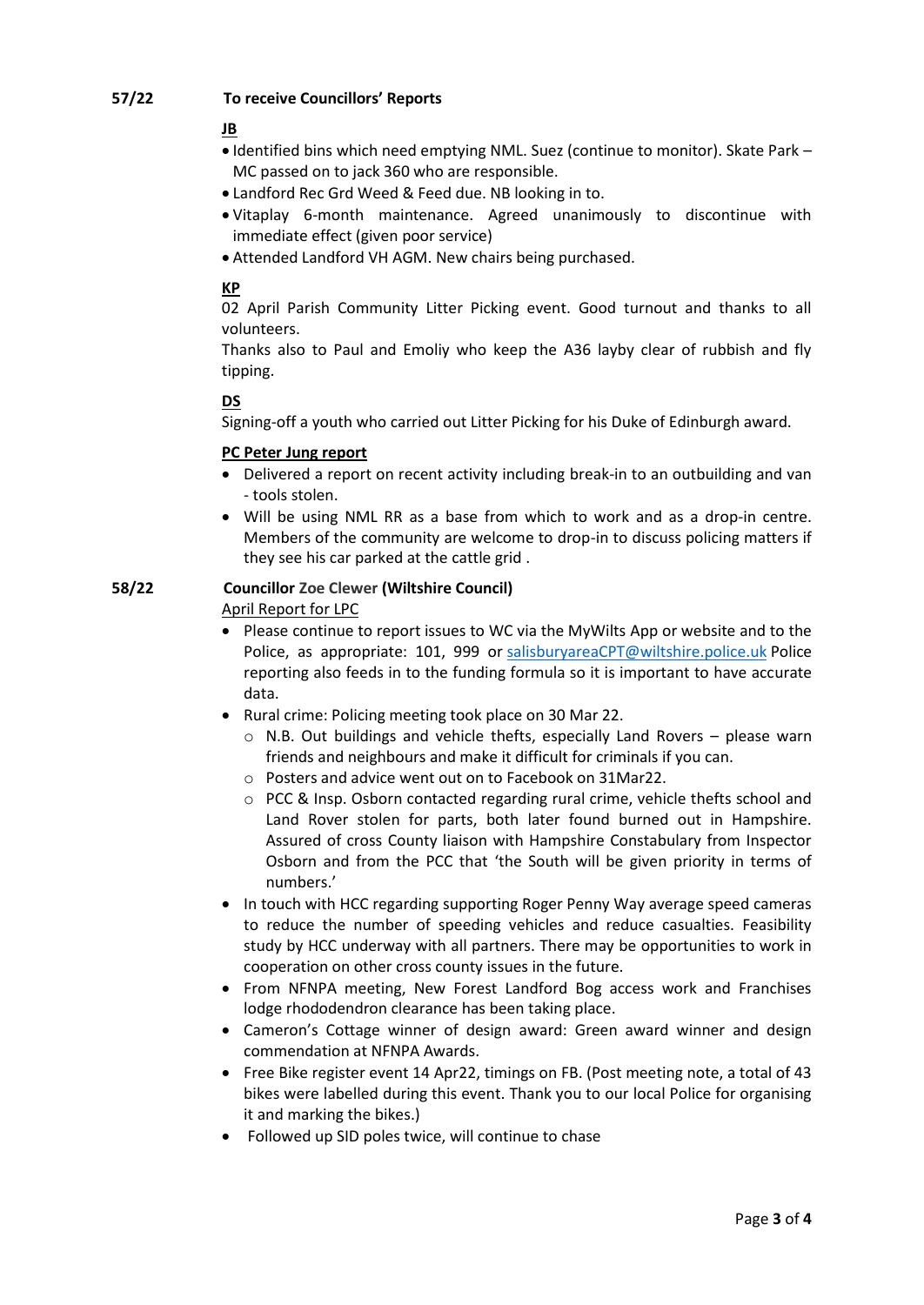**57/22 To receive Councillors' Reports**

**JB**

- Identified bins which need emptying NML. Suez (continue to monitor). Skate Park – MC passed on to jack 360 who are responsible.
- Landford Rec Grd Weed & Feed due. NB looking in to.
- Vitaplay 6-month maintenance. Agreed unanimously to discontinue with immediate effect (given poor service)
- Attended Landford VH AGM. New chairs being purchased.

**KP**

02 April Parish Community Litter Picking event. Good turnout and thanks to all volunteers.

Thanks also to Paul and Emoliy who keep the A36 layby clear of rubbish and fly tipping.

**DS**

Signing-off a youth who carried out Litter Picking for his Duke of Edinburgh award.

**PC Peter Jung report**

- Delivered a report on recent activity including break-in to an outbuilding and van - tools stolen.
- Will be using NML RR as a base from which to work and as a drop-in centre. Members of the community are welcome to drop-in to discuss policing matters if they see his car parked at the cattle grid .

**58/22 Councillor Zoe Clewer (Wiltshire Council)**

April Report for LPC

- Please continue to report issues to WC via the MyWilts App or website and to the Police, as appropriate: 101, 999 or salisburyareaCPT@wiltshire.police.uk Police reporting also feeds in to the funding formula so it is important to have accurate data.
- Rural crime: Policing meeting took place on 30 Mar 22.
  - N.B. Out buildings and vehicle thefts, especially Land Rovers – please warn friends and neighbours and make it difficult for criminals if you can.
  - Posters and advice went out on to Facebook on 31Mar22.
  - PCC & Insp. Osborn contacted regarding rural crime, vehicle thefts school and Land Rover stolen for parts, both later found burned out in Hampshire. Assured of cross County liaison with Hampshire Constabulary from Inspector Osborn and from the PCC that 'the South will be given priority in terms of numbers.'
- In touch with HCC regarding supporting Roger Penny Way average speed cameras to reduce the number of speeding vehicles and reduce casualties. Feasibility study by HCC underway with all partners. There may be opportunities to work in cooperation on other cross county issues in the future.
- From NFNPA meeting, New Forest Landford Bog access work and Franchises lodge rhododendron clearance has been taking place.
- Cameron's Cottage winner of design award: Green award winner and design commendation at NFNPA Awards.
- Free Bike register event 14 Apr22, timings on FB. (Post meeting note, a total of 43 bikes were labelled during this event. Thank you to our local Police for organising it and marking the bikes.)
- Followed up SID poles twice, will continue to chase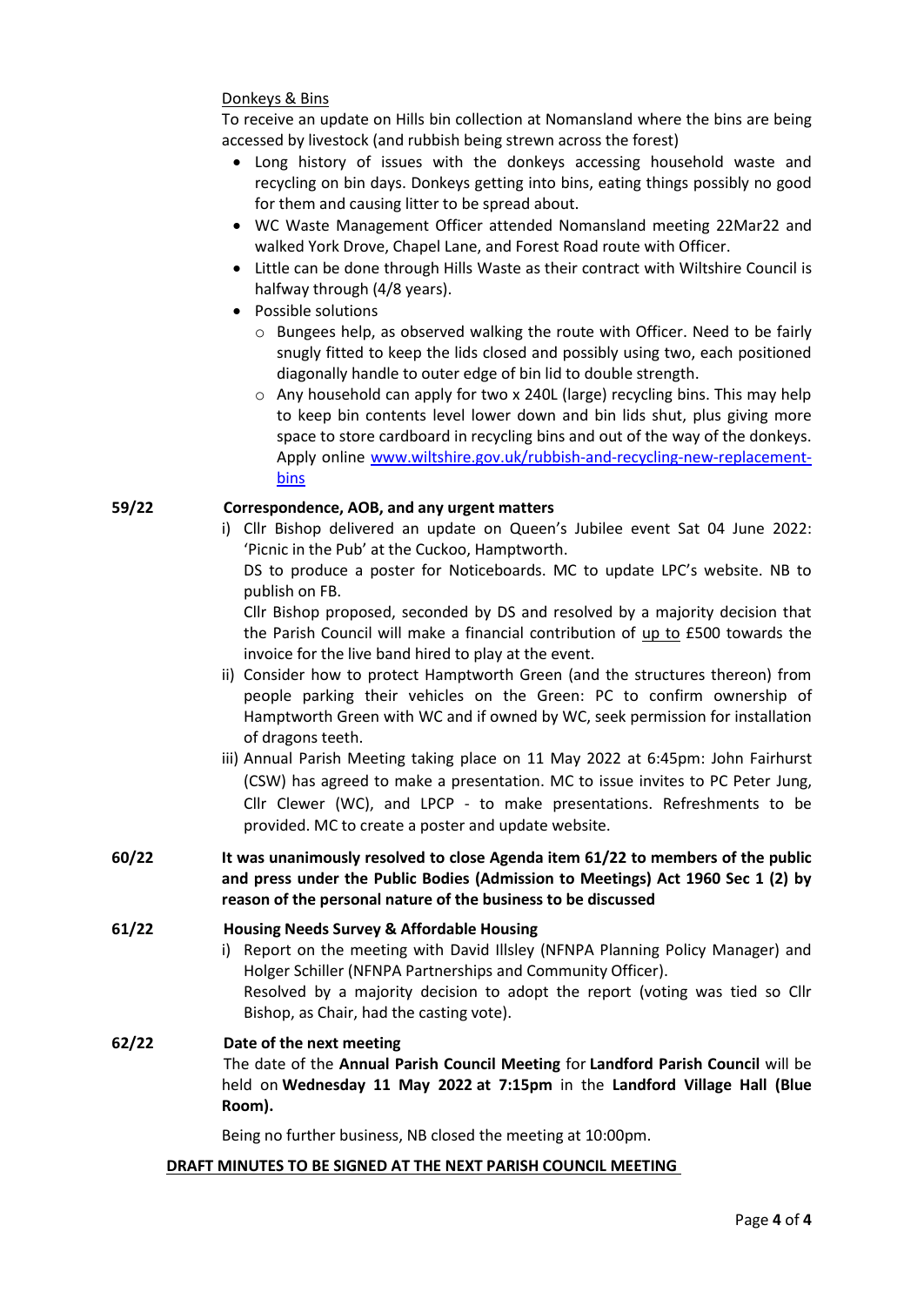Donkeys & Bins

To receive an update on Hills bin collection at Nomansland where the bins are being accessed by livestock (and rubbish being strewn across the forest)

- Long history of issues with the donkeys accessing household waste and recycling on bin days. Donkeys getting into bins, eating things possibly no good for them and causing litter to be spread about.
- WC Waste Management Officer attended Nomansland meeting 22Mar22 and walked York Drove, Chapel Lane, and Forest Road route with Officer.
- Little can be done through Hills Waste as their contract with Wiltshire Council is halfway through (4/8 years).
- Possible solutions
  - Bungees help, as observed walking the route with Officer. Need to be fairly snugly fitted to keep the lids closed and possibly using two, each positioned diagonally handle to outer edge of bin lid to double strength.
  - Any household can apply for two x 240L (large) recycling bins. This may help to keep bin contents level lower down and bin lids shut, plus giving more space to store cardboard in recycling bins and out of the way of the donkeys. Apply online www.wiltshire.gov.uk/rubbish-and-recycling-new-replacement-bins

**59/22 Correspondence, AOB, and any urgent matters**

i) Cllr Bishop delivered an update on Queen's Jubilee event Sat 04 June 2022: 'Picnic in the Pub' at the Cuckoo, Hamptworth.
DS to produce a poster for Noticeboards. MC to update LPC's website. NB to publish on FB.
Cllr Bishop proposed, seconded by DS and resolved by a majority decision that the Parish Council will make a financial contribution of up to £500 towards the invoice for the live band hired to play at the event.

ii) Consider how to protect Hamptworth Green (and the structures thereon) from people parking their vehicles on the Green: PC to confirm ownership of Hamptworth Green with WC and if owned by WC, seek permission for installation of dragons teeth.

iii) Annual Parish Meeting taking place on 11 May 2022 at 6:45pm: John Fairhurst (CSW) has agreed to make a presentation. MC to issue invites to PC Peter Jung, Cllr Clewer (WC), and LPCP - to make presentations. Refreshments to be provided. MC to create a poster and update website.

**60/22 It was unanimously resolved to close Agenda item 61/22 to members of the public and press under the Public Bodies (Admission to Meetings) Act 1960 Sec 1 (2) by reason of the personal nature of the business to be discussed**

**61/22 Housing Needs Survey & Affordable Housing**

i) Report on the meeting with David Illsley (NFNPA Planning Policy Manager) and Holger Schiller (NFNPA Partnerships and Community Officer).
Resolved by a majority decision to adopt the report (voting was tied so Cllr Bishop, as Chair, had the casting vote).

**62/22 Date of the next meeting**

The date of the **Annual Parish Council Meeting** for **Landford Parish Council** will be held on **Wednesday 11 May 2022 at 7:15pm** in the **Landford Village Hall (Blue Room).**

Being no further business, NB closed the meeting at 10:00pm.

**DRAFT MINUTES TO BE SIGNED AT THE NEXT PARISH COUNCIL MEETING**